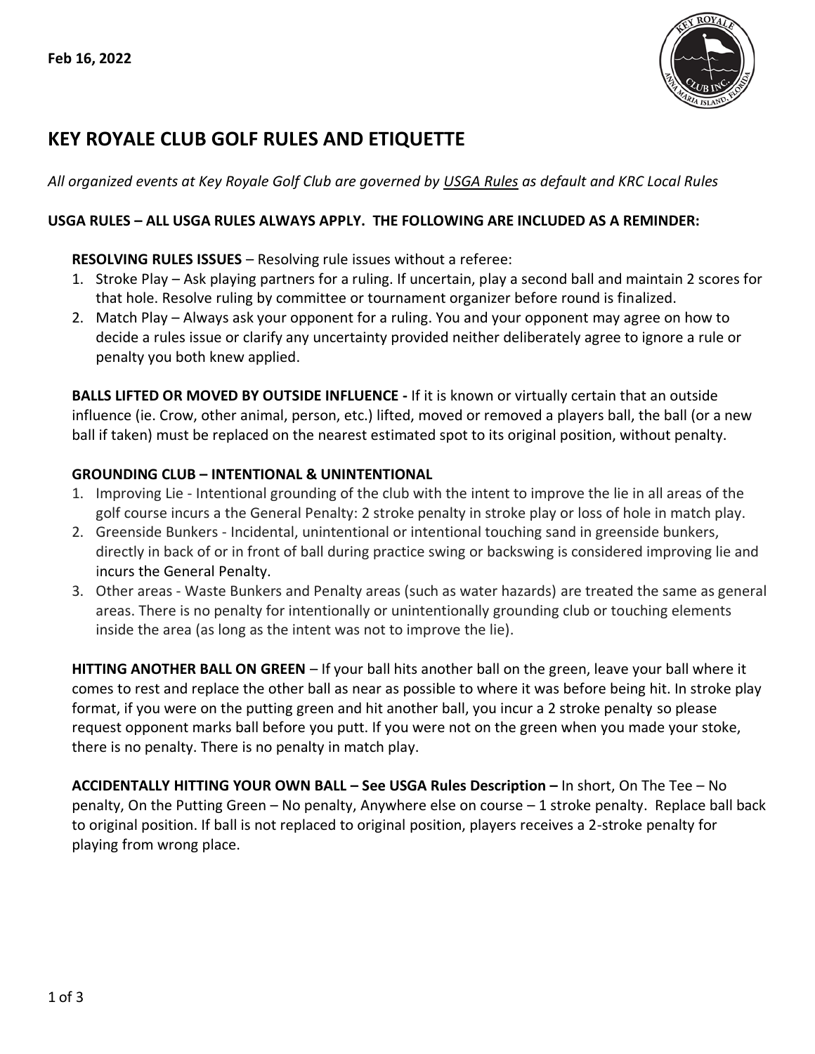**Feb 16, 2022**

# KEY ROYALE CLUB GOLF RULES AND ETIQUETTE

*All organized events at Key Royale Golf Club are governed by USGA Rules as default and KRC Local Rules*

**USGA RULES – ALL USGA RULES ALWAYS APPLY. THE FOLLOWING ARE INCLUDED AS A REMINDER:**

**RESOLVING RULES ISSUES** – Resolving rule issues without a referee:

1. Stroke Play – Ask playing partners for a ruling. If uncertain, play a second ball and maintain 2 scores for that hole. Resolve ruling by committee or tournament organizer before round is finalized.
2. Match Play – Always ask your opponent for a ruling. You and your opponent may agree on how to decide a rules issue or clarify any uncertainty provided neither deliberately agree to ignore a rule or penalty you both knew applied.

**BALLS LIFTED OR MOVED BY OUTSIDE INFLUENCE -** If it is known or virtually certain that an outside influence (ie. Crow, other animal, person, etc.) lifted, moved or removed a players ball, the ball (or a new ball if taken) must be replaced on the nearest estimated spot to its original position, without penalty.

**GROUNDING CLUB – INTENTIONAL & UNINTENTIONAL**

1. Improving Lie - Intentional grounding of the club with the intent to improve the lie in all areas of the golf course incurs a the General Penalty: 2 stroke penalty in stroke play or loss of hole in match play.
2. Greenside Bunkers - Incidental, unintentional or intentional touching sand in greenside bunkers, directly in back of or in front of ball during practice swing or backswing is considered improving lie and incurs the General Penalty.
3. Other areas - Waste Bunkers and Penalty areas (such as water hazards) are treated the same as general areas. There is no penalty for intentionally or unintentionally grounding club or touching elements inside the area (as long as the intent was not to improve the lie).

**HITTING ANOTHER BALL ON GREEN** – If your ball hits another ball on the green, leave your ball where it comes to rest and replace the other ball as near as possible to where it was before being hit. In stroke play format, if you were on the putting green and hit another ball, you incur a 2 stroke penalty so please request opponent marks ball before you putt. If you were not on the green when you made your stoke, there is no penalty. There is no penalty in match play.

**ACCIDENTALLY HITTING YOUR OWN BALL – See USGA Rules Description –** In short, On The Tee – No penalty, On the Putting Green – No penalty, Anywhere else on course – 1 stroke penalty. Replace ball back to original position. If ball is not replaced to original position, players receives a 2-stroke penalty for playing from wrong place.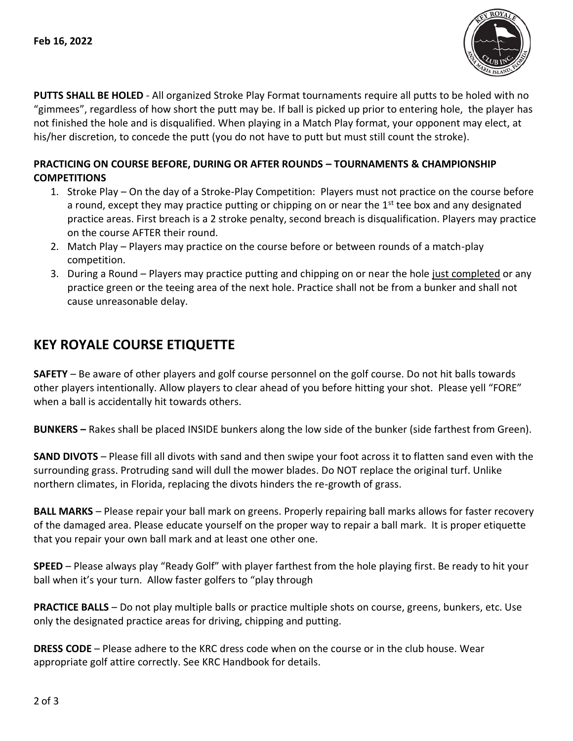**PUTTS SHALL BE HOLED** - All organized Stroke Play Format tournaments require all putts to be holed with no "gimmees", regardless of how short the putt may be. If ball is picked up prior to entering hole, the player has not finished the hole and is disqualified. When playing in a Match Play format, your opponent may elect, at his/her discretion, to concede the putt (you do not have to putt but must still count the stroke).

**PRACTICING ON COURSE BEFORE, DURING OR AFTER ROUNDS – TOURNAMENTS & CHAMPIONSHIP COMPETITIONS**

1. Stroke Play – On the day of a Stroke-Play Competition: Players must not practice on the course before a round, except they may practice putting or chipping on or near the 1st tee box and any designated practice areas. First breach is a 2 stroke penalty, second breach is disqualification. Players may practice on the course AFTER their round.
2. Match Play – Players may practice on the course before or between rounds of a match-play competition.
3. During a Round – Players may practice putting and chipping on or near the hole just completed or any practice green or the teeing area of the next hole. Practice shall not be from a bunker and shall not cause unreasonable delay.

## KEY ROYALE COURSE ETIQUETTE

**SAFETY** – Be aware of other players and golf course personnel on the golf course. Do not hit balls towards other players intentionally. Allow players to clear ahead of you before hitting your shot. Please yell "FORE" when a ball is accidentally hit towards others.

**BUNKERS –** Rakes shall be placed INSIDE bunkers along the low side of the bunker (side farthest from Green).

**SAND DIVOTS** – Please fill all divots with sand and then swipe your foot across it to flatten sand even with the surrounding grass. Protruding sand will dull the mower blades. Do NOT replace the original turf. Unlike northern climates, in Florida, replacing the divots hinders the re-growth of grass.

**BALL MARKS** – Please repair your ball mark on greens. Properly repairing ball marks allows for faster recovery of the damaged area. Please educate yourself on the proper way to repair a ball mark. It is proper etiquette that you repair your own ball mark and at least one other one.

**SPEED** – Please always play "Ready Golf" with player farthest from the hole playing first. Be ready to hit your ball when it's your turn. Allow faster golfers to "play through

**PRACTICE BALLS** – Do not play multiple balls or practice multiple shots on course, greens, bunkers, etc. Use only the designated practice areas for driving, chipping and putting.

**DRESS CODE** – Please adhere to the KRC dress code when on the course or in the club house. Wear appropriate golf attire correctly. See KRC Handbook for details.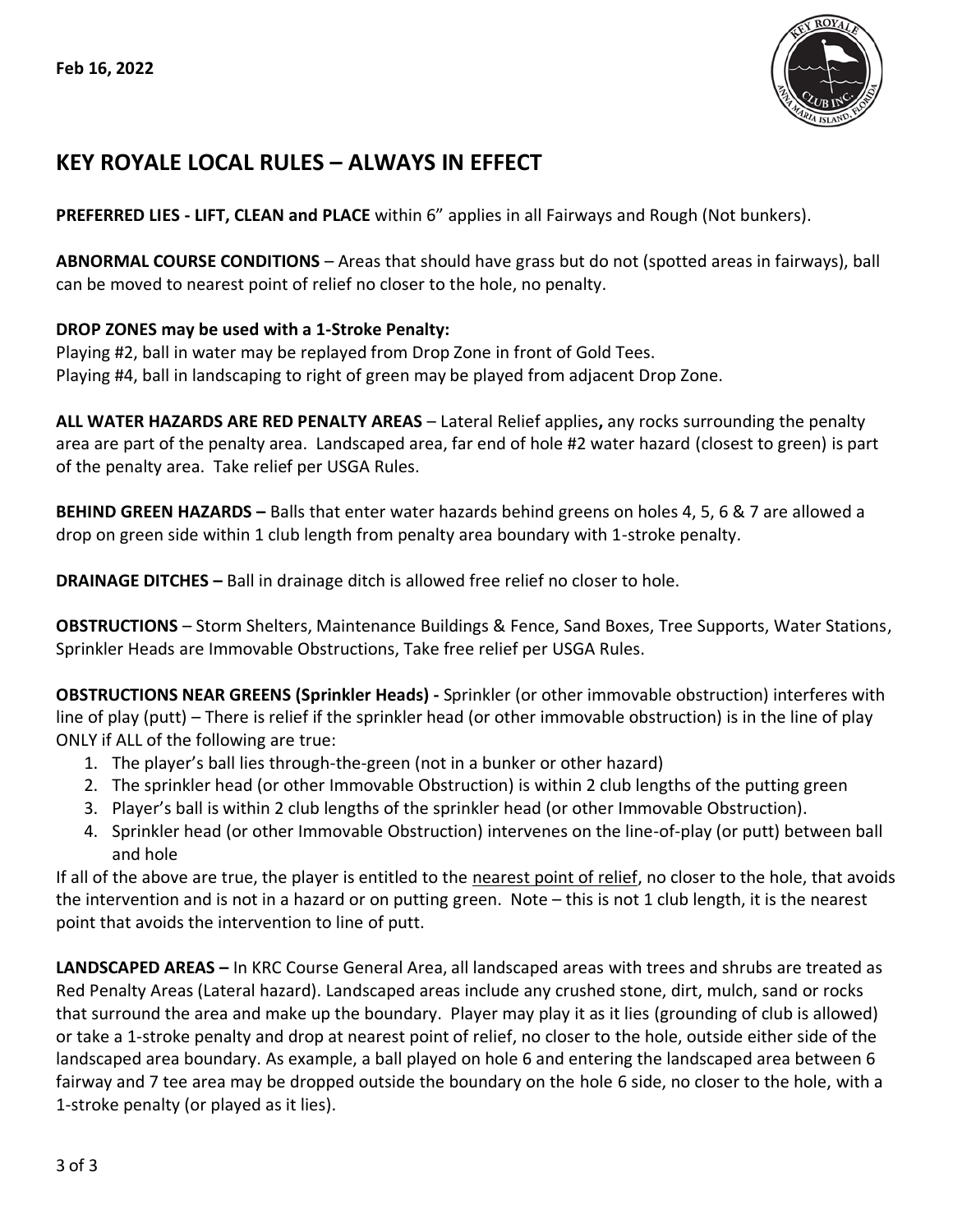**Feb 16, 2022**

# KEY ROYALE LOCAL RULES – ALWAYS IN EFFECT

**PREFERRED LIES - LIFT, CLEAN and PLACE** within 6" applies in all Fairways and Rough (Not bunkers).

**ABNORMAL COURSE CONDITIONS** – Areas that should have grass but do not (spotted areas in fairways), ball can be moved to nearest point of relief no closer to the hole, no penalty.

**DROP ZONES may be used with a 1-Stroke Penalty:**
Playing #2, ball in water may be replayed from Drop Zone in front of Gold Tees.
Playing #4, ball in landscaping to right of green may be played from adjacent Drop Zone.

**ALL WATER HAZARDS ARE RED PENALTY AREAS** – Lateral Relief applies**,** any rocks surrounding the penalty area are part of the penalty area. Landscaped area, far end of hole #2 water hazard (closest to green) is part of the penalty area. Take relief per USGA Rules.

**BEHIND GREEN HAZARDS –** Balls that enter water hazards behind greens on holes 4, 5, 6 & 7 are allowed a drop on green side within 1 club length from penalty area boundary with 1-stroke penalty.

**DRAINAGE DITCHES –** Ball in drainage ditch is allowed free relief no closer to hole.

**OBSTRUCTIONS** – Storm Shelters, Maintenance Buildings & Fence, Sand Boxes, Tree Supports, Water Stations, Sprinkler Heads are Immovable Obstructions, Take free relief per USGA Rules.

**OBSTRUCTIONS NEAR GREENS (Sprinkler Heads) -** Sprinkler (or other immovable obstruction) interferes with line of play (putt) – There is relief if the sprinkler head (or other immovable obstruction) is in the line of play ONLY if ALL of the following are true:

1. The player's ball lies through-the-green (not in a bunker or other hazard)
2. The sprinkler head (or other Immovable Obstruction) is within 2 club lengths of the putting green
3. Player's ball is within 2 club lengths of the sprinkler head (or other Immovable Obstruction).
4. Sprinkler head (or other Immovable Obstruction) intervenes on the line-of-play (or putt) between ball and hole

If all of the above are true, the player is entitled to the nearest point of relief, no closer to the hole, that avoids the intervention and is not in a hazard or on putting green. Note – this is not 1 club length, it is the nearest point that avoids the intervention to line of putt.

**LANDSCAPED AREAS –** In KRC Course General Area, all landscaped areas with trees and shrubs are treated as Red Penalty Areas (Lateral hazard). Landscaped areas include any crushed stone, dirt, mulch, sand or rocks that surround the area and make up the boundary. Player may play it as it lies (grounding of club is allowed) or take a 1-stroke penalty and drop at nearest point of relief, no closer to the hole, outside either side of the landscaped area boundary. As example, a ball played on hole 6 and entering the landscaped area between 6 fairway and 7 tee area may be dropped outside the boundary on the hole 6 side, no closer to the hole, with a 1-stroke penalty (or played as it lies).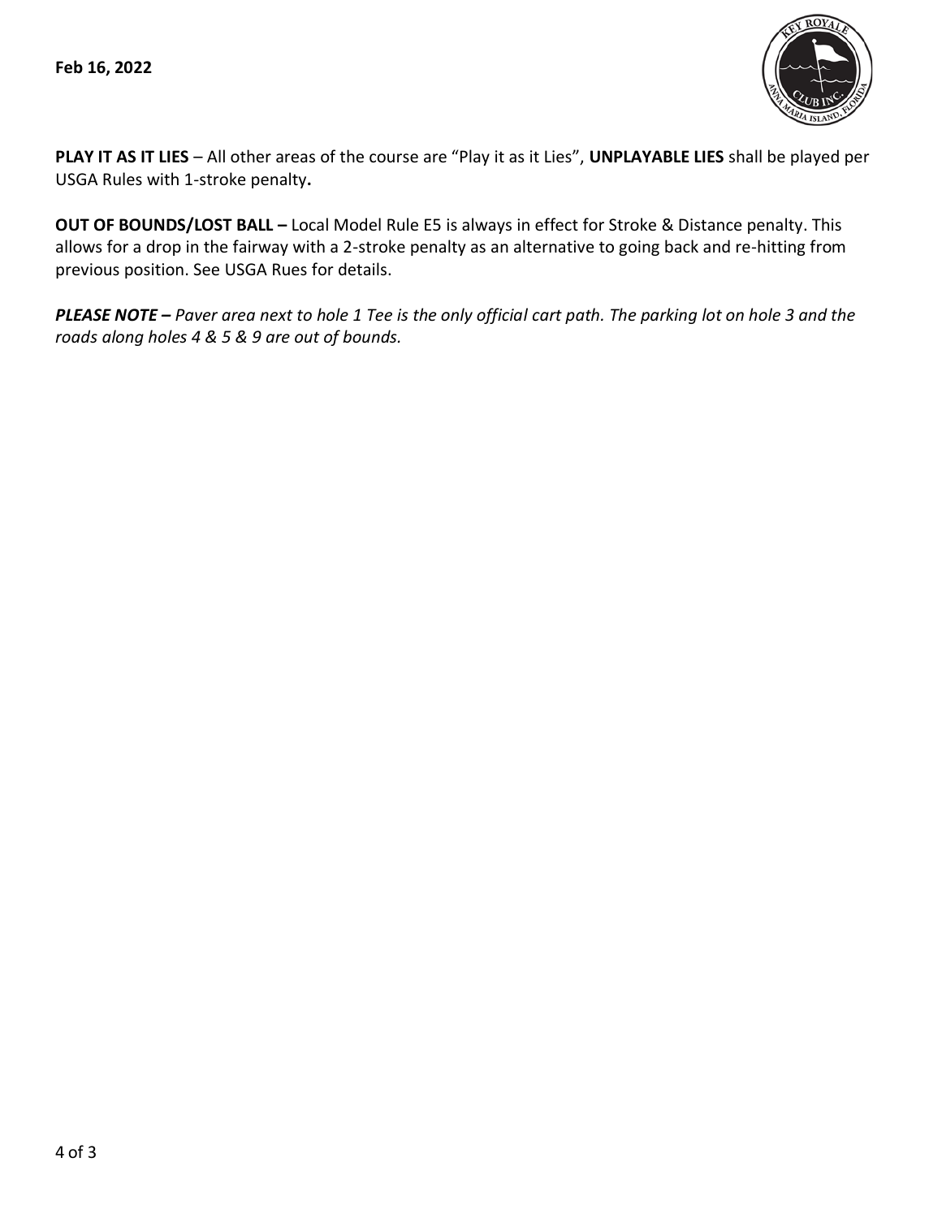**PLAY IT AS IT LIES** – All other areas of the course are "Play it as it Lies", **UNPLAYABLE LIES** shall be played per USGA Rules with 1-stroke penalty**.**

**OUT OF BOUNDS/LOST BALL –** Local Model Rule E5 is always in effect for Stroke & Distance penalty. This allows for a drop in the fairway with a 2-stroke penalty as an alternative to going back and re-hitting from previous position. See USGA Rues for details.

***PLEASE NOTE –*** *Paver area next to hole 1 Tee is the only official cart path. The parking lot on hole 3 and the roads along holes 4 & 5 & 9 are out of bounds.*